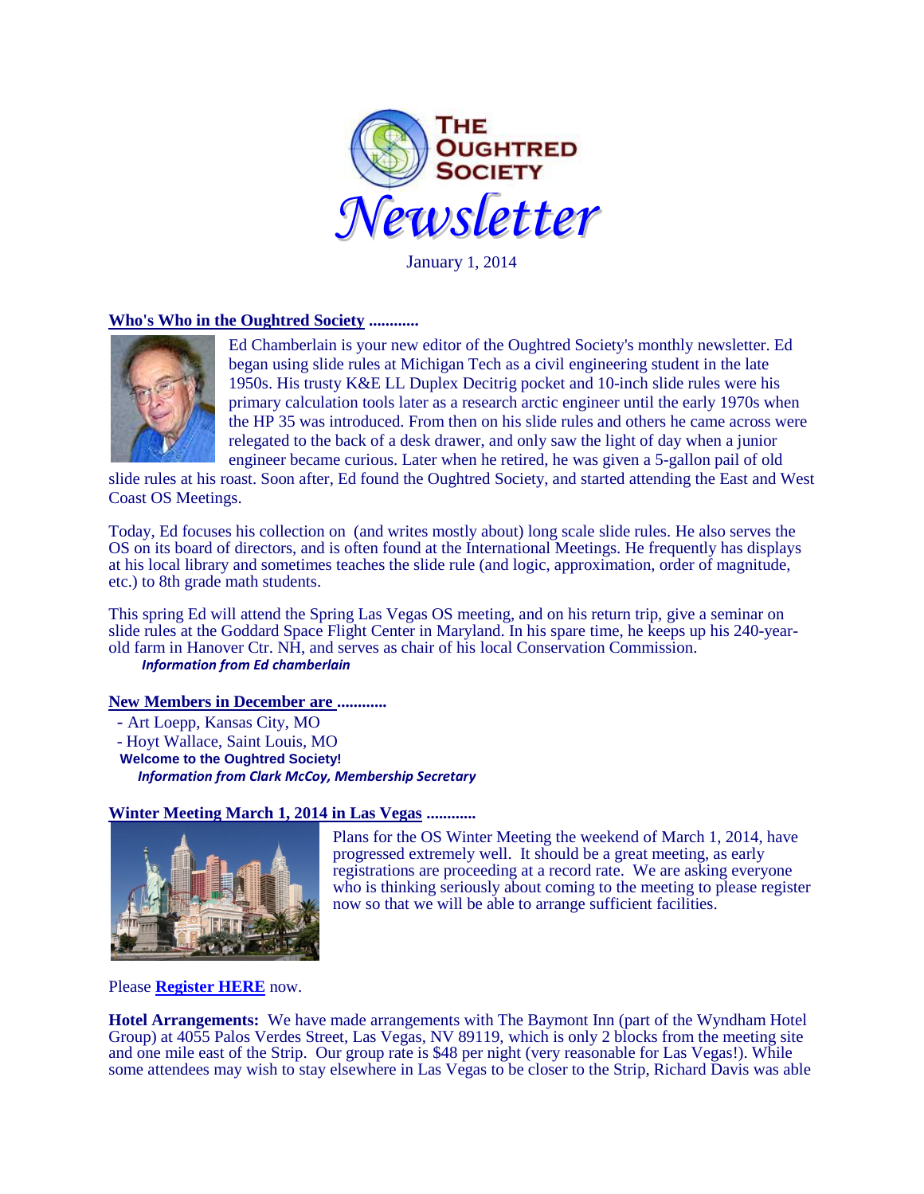# The Oughtred Society Newsletter

January 1, 2014

## Who's Who in the Oughtred Society ............

Ed Chamberlain is your new editor of the Oughtred Society's monthly newsletter. Ed began using slide rules at Michigan Tech as a civil engineering student in the late 1950s. His trusty K&E LL Duplex Decitrig pocket and 10-inch slide rules were his primary calculation tools later as a research arctic engineer until the early 1970s when the HP 35 was introduced. From then on his slide rules and others he came across were relegated to the back of a desk drawer, and only saw the light of day when a junior engineer became curious. Later when he retired, he was given a 5-gallon pail of old slide rules at his roast. Soon after, Ed found the Oughtred Society, and started attending the East and West Coast OS Meetings.

Today, Ed focuses his collection on (and writes mostly about) long scale slide rules. He also serves the OS on its board of directors, and is often found at the International Meetings. He frequently has displays at his local library and sometimes teaches the slide rule (and logic, approximation, order of magnitude, etc.) to 8th grade math students.

This spring Ed will attend the Spring Las Vegas OS meeting, and on his return trip, give a seminar on slide rules at the Goddard Space Flight Center in Maryland. In his spare time, he keeps up his 240-year-old farm in Hanover Ctr. NH, and serves as chair of his local Conservation Commission.

*Information from Ed chamberlain*

## New Members in December are ............

- Art Loepp, Kansas City, MO
- Hoyt Wallace, Saint Louis, MO

**Welcome to the Oughtred Society!**

*Information from Clark McCoy, Membership Secretary*

## Winter Meeting March 1, 2014 in Las Vegas ............

Plans for the OS Winter Meeting the weekend of March 1, 2014, have progressed extremely well. It should be a great meeting, as early registrations are proceeding at a record rate. We are asking everyone who is thinking seriously about coming to the meeting to please register now so that we will be able to arrange sufficient facilities.

Please **Register HERE** now.

**Hotel Arrangements:** We have made arrangements with The Baymont Inn (part of the Wyndham Hotel Group) at 4055 Palos Verdes Street, Las Vegas, NV 89119, which is only 2 blocks from the meeting site and one mile east of the Strip. Our group rate is $48 per night (very reasonable for Las Vegas!). While some attendees may wish to stay elsewhere in Las Vegas to be closer to the Strip, Richard Davis was able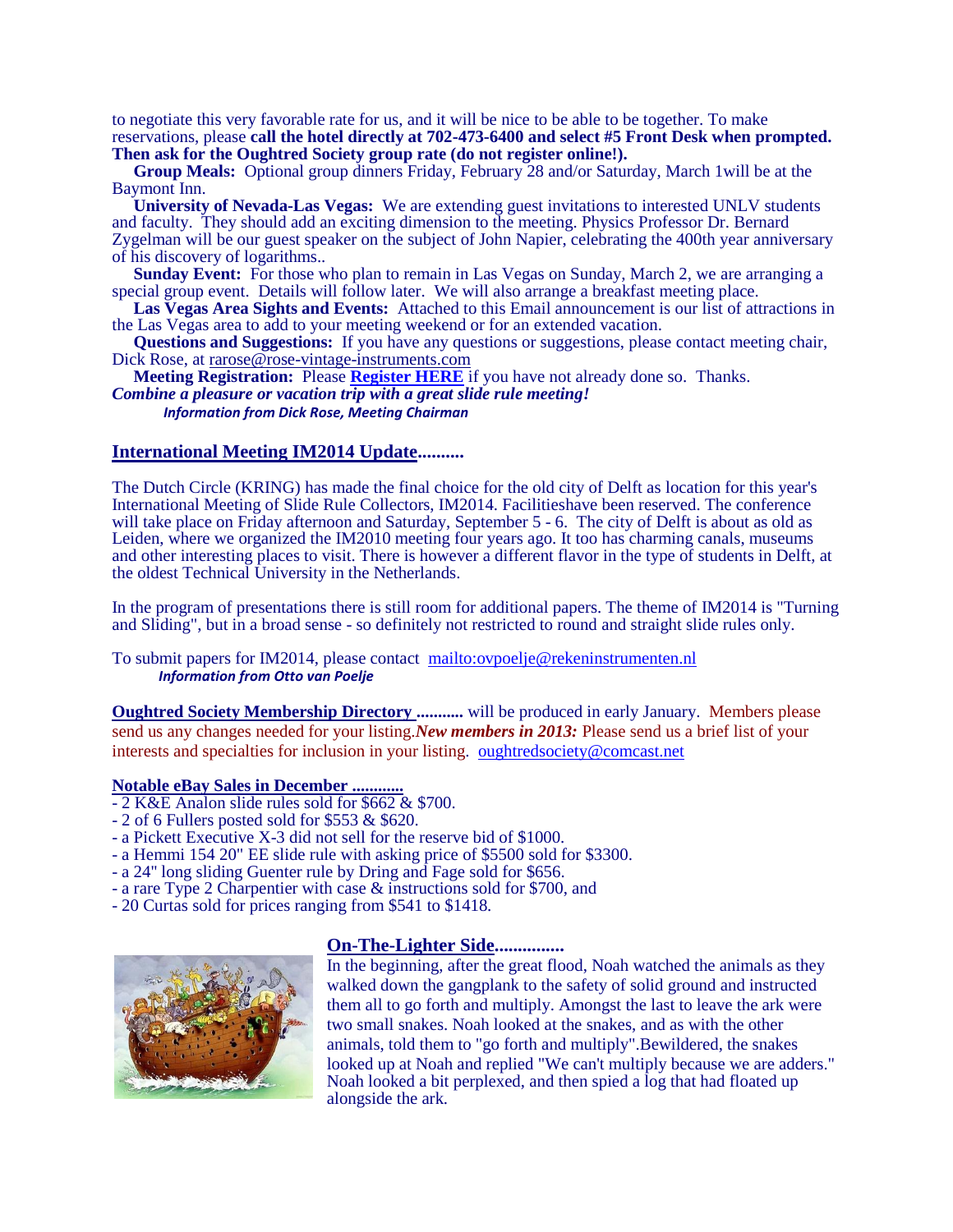to negotiate this very favorable rate for us, and it will be nice to be able to be together. To make reservations, please **call the hotel directly at 702-473-6400 and select #5 Front Desk when prompted. Then ask for the Oughtred Society group rate (do not register online!).**

**Group Meals:** Optional group dinners Friday, February 28 and/or Saturday, March 1will be at the Baymont Inn.

**University of Nevada-Las Vegas:** We are extending guest invitations to interested UNLV students and faculty. They should add an exciting dimension to the meeting. Physics Professor Dr. Bernard Zygelman will be our guest speaker on the subject of John Napier, celebrating the 400th year anniversary of his discovery of logarithms..

**Sunday Event:** For those who plan to remain in Las Vegas on Sunday, March 2, we are arranging a special group event. Details will follow later. We will also arrange a breakfast meeting place.

**Las Vegas Area Sights and Events:** Attached to this Email announcement is our list of attractions in the Las Vegas area to add to your meeting weekend or for an extended vacation.

**Questions and Suggestions:** If you have any questions or suggestions, please contact meeting chair, Dick Rose, at rarose@rose-vintage-instruments.com

**Meeting Registration:** Please **Register HERE** if you have not already done so. Thanks.

***Combine a pleasure or vacation trip with a great slide rule meeting!***

***Information from Dick Rose, Meeting Chairman***

## International Meeting IM2014 Update..........

The Dutch Circle (KRING) has made the final choice for the old city of Delft as location for this year's International Meeting of Slide Rule Collectors, IM2014. Facilitieshave been reserved. The conference will take place on Friday afternoon and Saturday, September 5 - 6. The city of Delft is about as old as Leiden, where we organized the IM2010 meeting four years ago. It too has charming canals, museums and other interesting places to visit. There is however a different flavor in the type of students in Delft, at the oldest Technical University in the Netherlands.

In the program of presentations there is still room for additional papers. The theme of IM2014 is "Turning and Sliding", but in a broad sense - so definitely not restricted to round and straight slide rules only.

To submit papers for IM2014, please contact mailto:ovpoelje@rekeninstrumenten.nl

***Information from Otto van Poelje***

**Oughtred Society Membership Directory ...........** will be produced in early January. Members please send us any changes needed for your listing.***New members in 2013:*** Please send us a brief list of your interests and specialties for inclusion in your listing. oughtredsociety@comcast.net

### Notable eBay Sales in December ............

- 2 K&E Analon slide rules sold for $662 & $700.
- 2 of 6 Fullers posted sold for $553 & $620.
- a Pickett Executive X-3 did not sell for the reserve bid of $1000.
- a Hemmi 154 20" EE slide rule with asking price of $5500 sold for $3300.
- a 24" long sliding Guenter rule by Dring and Fage sold for $656.
- a rare Type 2 Charpentier with case & instructions sold for $700, and
- 20 Curtas sold for prices ranging from $541 to $1418.

## On-The-Lighter Side...............

In the beginning, after the great flood, Noah watched the animals as they walked down the gangplank to the safety of solid ground and instructed them all to go forth and multiply. Amongst the last to leave the ark were two small snakes. Noah looked at the snakes, and as with the other animals, told them to "go forth and multiply".Bewildered, the snakes looked up at Noah and replied "We can't multiply because we are adders." Noah looked a bit perplexed, and then spied a log that had floated up alongside the ark.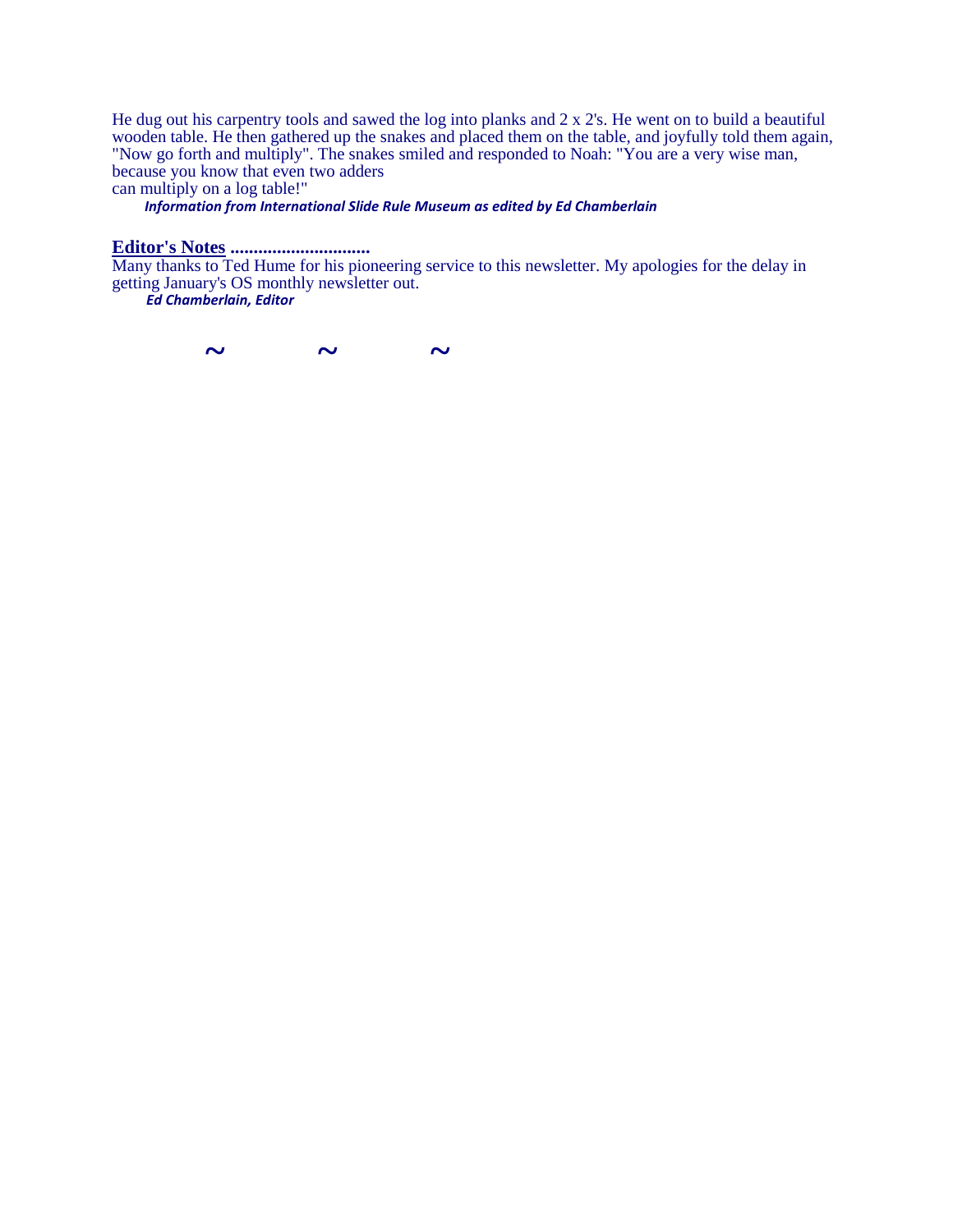He dug out his carpentry tools and sawed the log into planks and 2 x 2's. He went on to build a beautiful wooden table. He then gathered up the snakes and placed them on the table, and joyfully told them again, "Now go forth and multiply". The snakes smiled and responded to Noah: "You are a very wise man, because you know that even two adders
can multiply on a log table!"

***Information from International Slide Rule Museum as edited by Ed Chamberlain***

**Editor's Notes ..............................**

Many thanks to Ted Hume for his pioneering service to this newsletter. My apologies for the delay in getting January's OS monthly newsletter out.

***Ed Chamberlain, Editor***

~ ~ ~